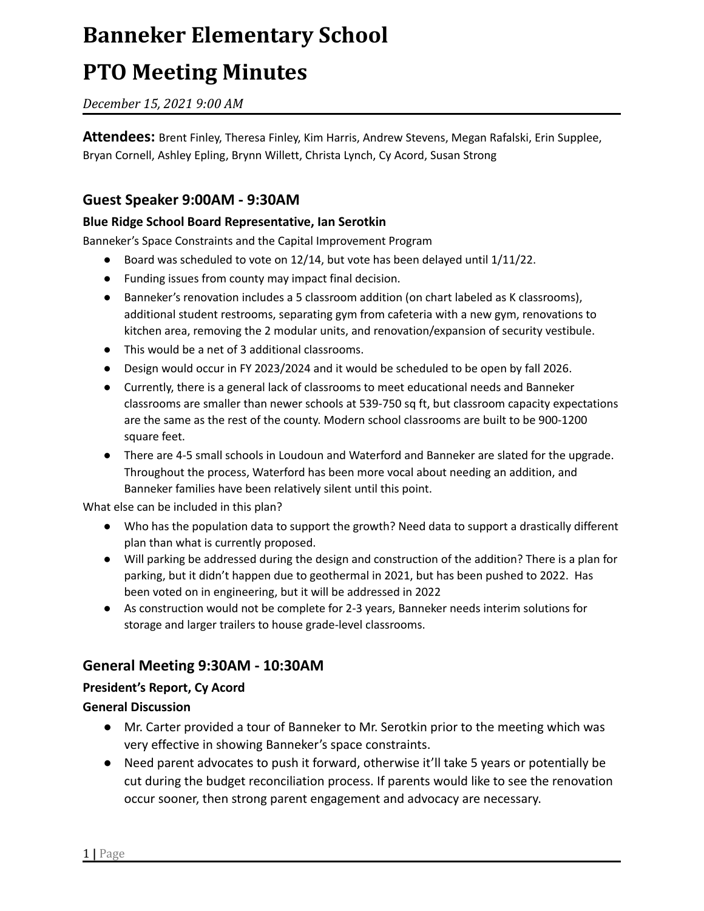# Banneker Elementary School

# PTO Meeting Minutes

*December 15, 2021 9:00 AM*

**Attendees:** Brent Finley, Theresa Finley, Kim Harris, Andrew Stevens, Megan Rafalski, Erin Supplee, Bryan Cornell, Ashley Epling, Brynn Willett, Christa Lynch, Cy Acord, Susan Strong

## Guest Speaker 9:00AM - 9:30AM

### Blue Ridge School Board Representative, Ian Serotkin

Banneker's Space Constraints and the Capital Improvement Program

- Board was scheduled to vote on 12/14, but vote has been delayed until 1/11/22.
- Funding issues from county may impact final decision.
- Banneker's renovation includes a 5 classroom addition (on chart labeled as K classrooms), additional student restrooms, separating gym from cafeteria with a new gym, renovations to kitchen area, removing the 2 modular units, and renovation/expansion of security vestibule.
- This would be a net of 3 additional classrooms.
- Design would occur in FY 2023/2024 and it would be scheduled to be open by fall 2026.
- Currently, there is a general lack of classrooms to meet educational needs and Banneker classrooms are smaller than newer schools at 539-750 sq ft, but classroom capacity expectations are the same as the rest of the county. Modern school classrooms are built to be 900-1200 square feet.
- There are 4-5 small schools in Loudoun and Waterford and Banneker are slated for the upgrade. Throughout the process, Waterford has been more vocal about needing an addition, and Banneker families have been relatively silent until this point.

What else can be included in this plan?

- Who has the population data to support the growth? Need data to support a drastically different plan than what is currently proposed.
- Will parking be addressed during the design and construction of the addition? There is a plan for parking, but it didn't happen due to geothermal in 2021, but has been pushed to 2022. Has been voted on in engineering, but it will be addressed in 2022
- As construction would not be complete for 2-3 years, Banneker needs interim solutions for storage and larger trailers to house grade-level classrooms.

## General Meeting 9:30AM - 10:30AM

### President's Report, Cy Acord

### General Discussion

- Mr. Carter provided a tour of Banneker to Mr. Serotkin prior to the meeting which was very effective in showing Banneker's space constraints.
- Need parent advocates to push it forward, otherwise it'll take 5 years or potentially be cut during the budget reconciliation process. If parents would like to see the renovation occur sooner, then strong parent engagement and advocacy are necessary.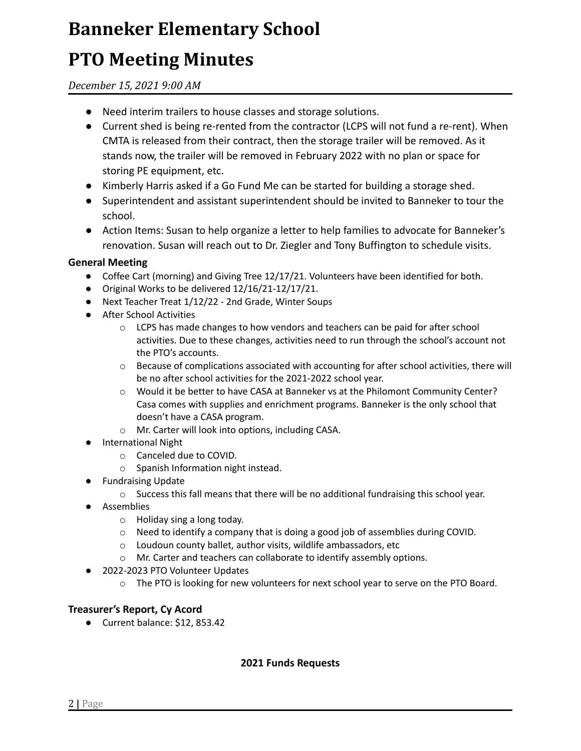- Need interim trailers to house classes and storage solutions.
- Current shed is being re-rented from the contractor (LCPS will not fund a re-rent). When CMTA is released from their contract, then the storage trailer will be removed. As it stands now, the trailer will be removed in February 2022 with no plan or space for storing PE equipment, etc.
- Kimberly Harris asked if a Go Fund Me can be started for building a storage shed.
- Superintendent and assistant superintendent should be invited to Banneker to tour the school.
- Action Items: Susan to help organize a letter to help families to advocate for Banneker's renovation. Susan will reach out to Dr. Ziegler and Tony Buffington to schedule visits.

### General Meeting

- Coffee Cart (morning) and Giving Tree 12/17/21. Volunteers have been identified for both.
- Original Works to be delivered 12/16/21-12/17/21.
- Next Teacher Treat 1/12/22 - 2nd Grade, Winter Soups
- After School Activities
  - LCPS has made changes to how vendors and teachers can be paid for after school activities. Due to these changes, activities need to run through the school's account not the PTO's accounts.
  - Because of complications associated with accounting for after school activities, there will be no after school activities for the 2021-2022 school year.
  - Would it be better to have CASA at Banneker vs at the Philomont Community Center? Casa comes with supplies and enrichment programs. Banneker is the only school that doesn't have a CASA program.
  - Mr. Carter will look into options, including CASA.
- International Night
  - Canceled due to COVID.
  - Spanish Information night instead.
- Fundraising Update
  - Success this fall means that there will be no additional fundraising this school year.
- Assemblies
  - Holiday sing a long today.
  - Need to identify a company that is doing a good job of assemblies during COVID.
  - Loudoun county ballet, author visits, wildlife ambassadors, etc
  - Mr. Carter and teachers can collaborate to identify assembly options.
- 2022-2023 PTO Volunteer Updates
  - The PTO is looking for new volunteers for next school year to serve on the PTO Board.

### Treasurer's Report, Cy Acord

- Current balance: $12, 853.42

**2021 Funds Requests**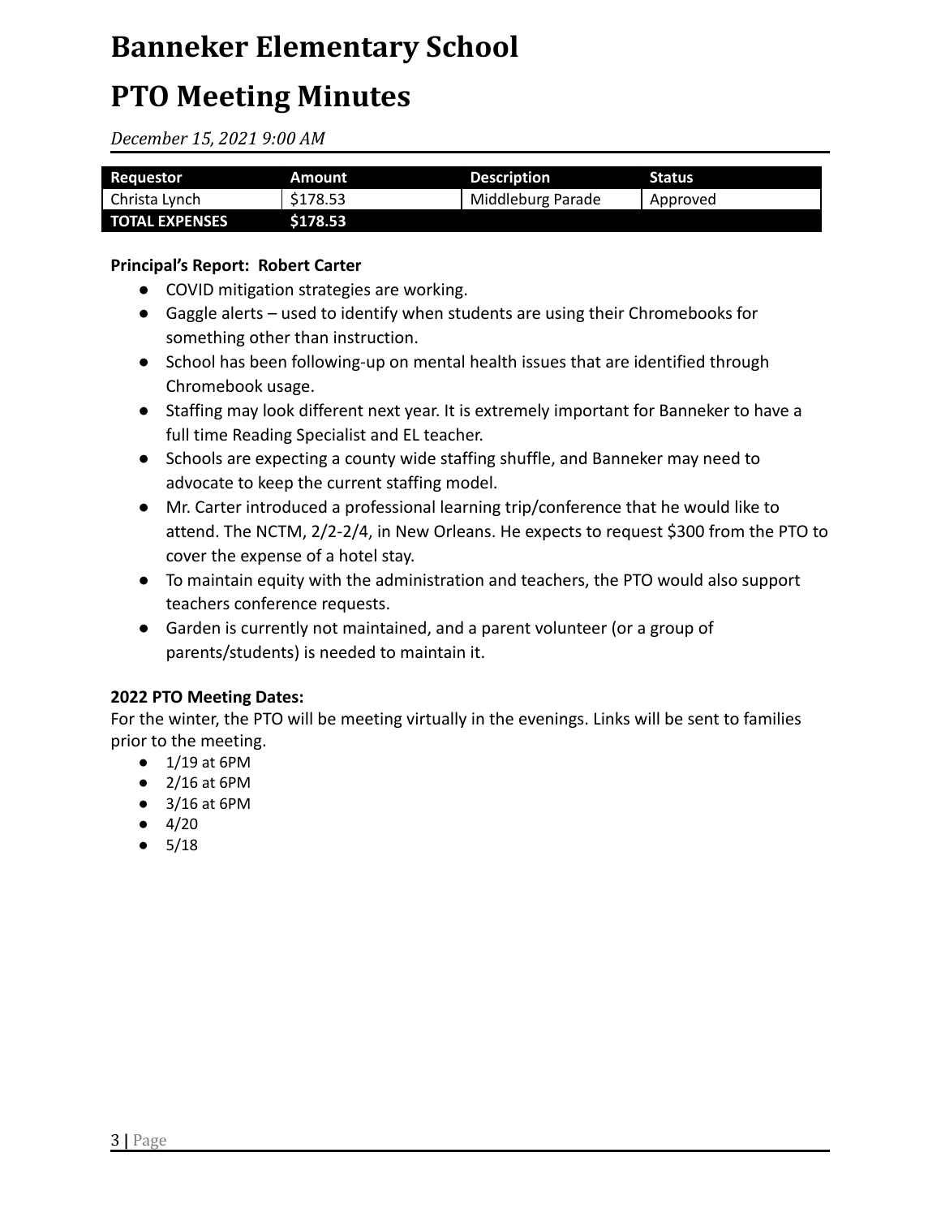# Banneker Elementary School

# PTO Meeting Minutes

*December 15, 2021 9:00 AM*

| Requestor | Amount | Description | Status |
|---|---|---|---|
| Christa Lynch | $178.53 | Middleburg Parade | Approved |
| **TOTAL EXPENSES** | **$178.53** | | |

**Principal's Report: Robert Carter**

- COVID mitigation strategies are working.
- Gaggle alerts – used to identify when students are using their Chromebooks for something other than instruction.
- School has been following-up on mental health issues that are identified through Chromebook usage.
- Staffing may look different next year. It is extremely important for Banneker to have a full time Reading Specialist and EL teacher.
- Schools are expecting a county wide staffing shuffle, and Banneker may need to advocate to keep the current staffing model.
- Mr. Carter introduced a professional learning trip/conference that he would like to attend. The NCTM, 2/2-2/4, in New Orleans. He expects to request $300 from the PTO to cover the expense of a hotel stay.
- To maintain equity with the administration and teachers, the PTO would also support teachers conference requests.
- Garden is currently not maintained, and a parent volunteer (or a group of parents/students) is needed to maintain it.

**2022 PTO Meeting Dates:**

For the winter, the PTO will be meeting virtually in the evenings. Links will be sent to families prior to the meeting.

- 1/19 at 6PM
- 2/16 at 6PM
- 3/16 at 6PM
- 4/20
- 5/18